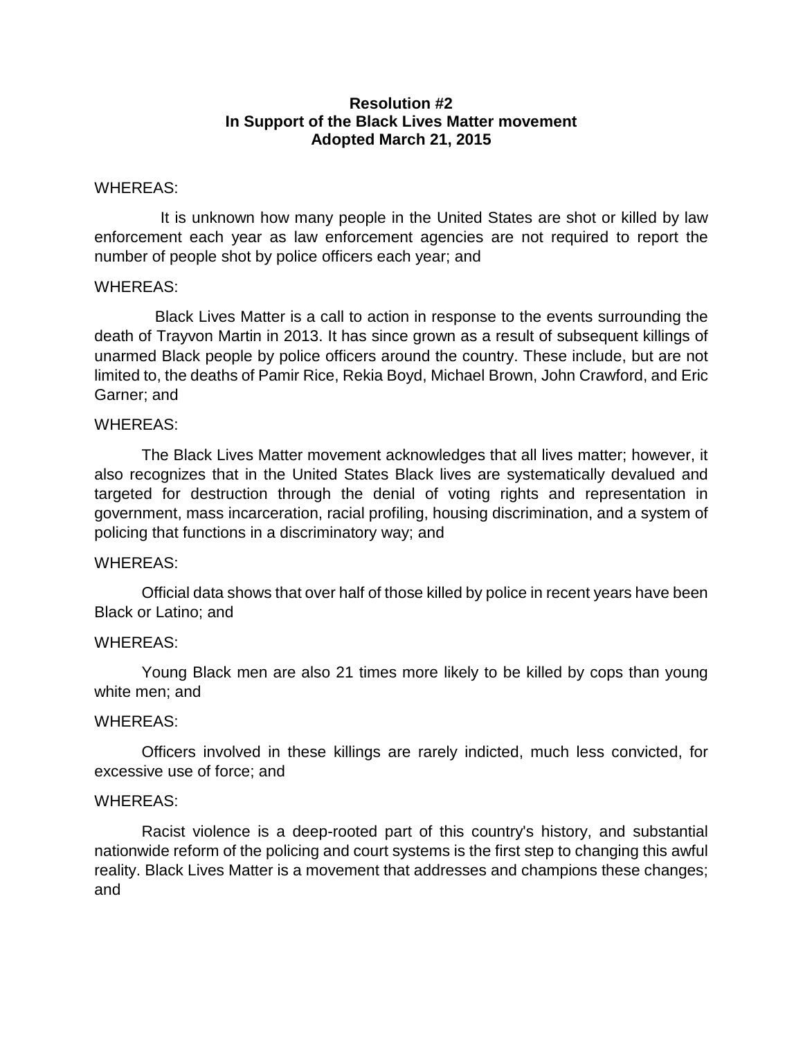**Resolution #2**
**In Support of the Black Lives Matter movement**
**Adopted March 21, 2015**

WHEREAS:

It is unknown how many people in the United States are shot or killed by law enforcement each year as law enforcement agencies are not required to report the number of people shot by police officers each year; and

WHEREAS:

Black Lives Matter is a call to action in response to the events surrounding the death of Trayvon Martin in 2013. It has since grown as a result of subsequent killings of unarmed Black people by police officers around the country. These include, but are not limited to, the deaths of Pamir Rice, Rekia Boyd, Michael Brown, John Crawford, and Eric Garner; and

WHEREAS:

The Black Lives Matter movement acknowledges that all lives matter; however, it also recognizes that in the United States Black lives are systematically devalued and targeted for destruction through the denial of voting rights and representation in government, mass incarceration, racial profiling, housing discrimination, and a system of policing that functions in a discriminatory way; and

WHEREAS:

Official data shows that over half of those killed by police in recent years have been Black or Latino; and

WHEREAS:

Young Black men are also 21 times more likely to be killed by cops than young white men; and

WHEREAS:

Officers involved in these killings are rarely indicted, much less convicted, for excessive use of force; and

WHEREAS:

Racist violence is a deep-rooted part of this country's history, and substantial nationwide reform of the policing and court systems is the first step to changing this awful reality. Black Lives Matter is a movement that addresses and champions these changes; and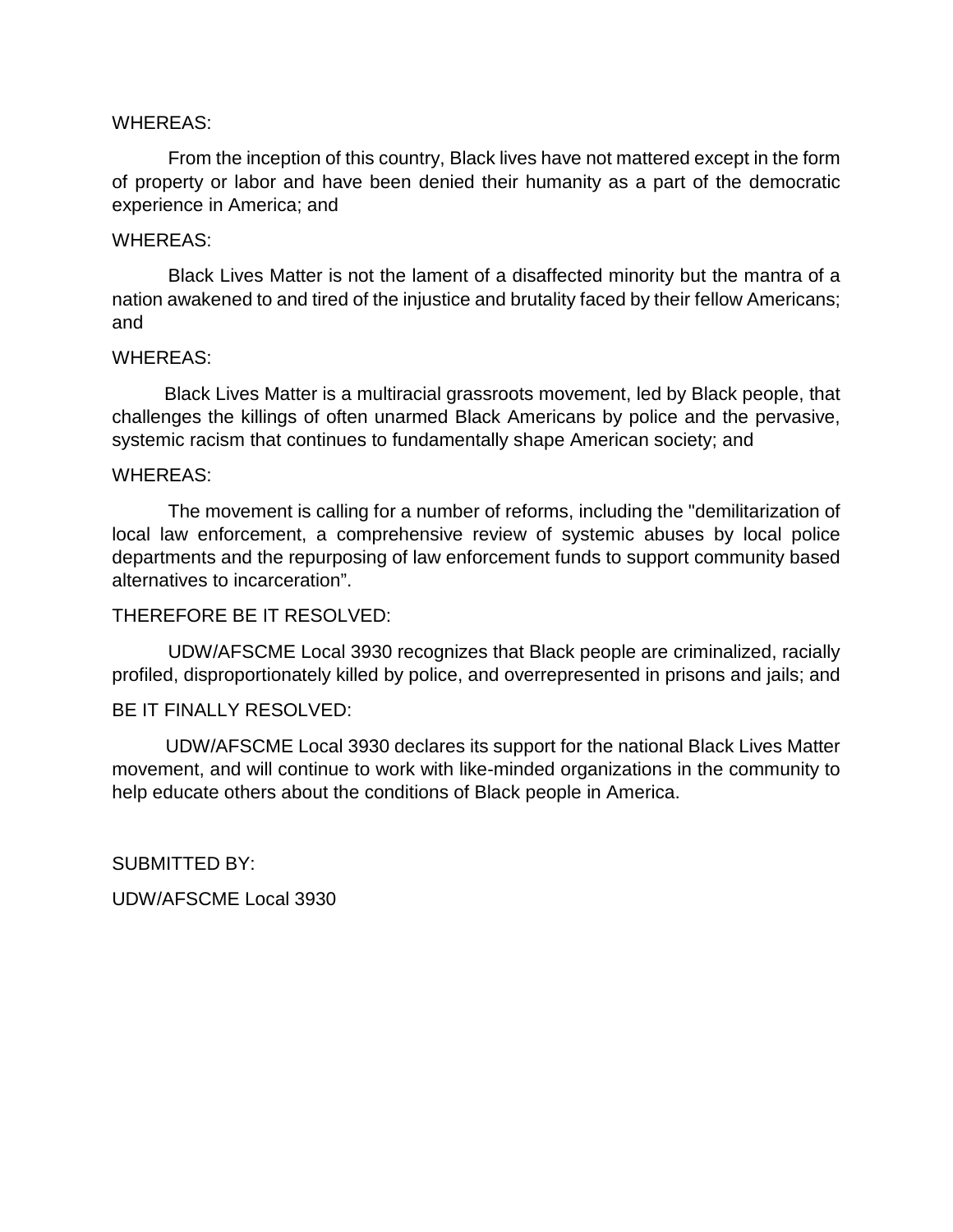WHEREAS:

From the inception of this country, Black lives have not mattered except in the form of property or labor and have been denied their humanity as a part of the democratic experience in America; and

WHEREAS:

Black Lives Matter is not the lament of a disaffected minority but the mantra of a nation awakened to and tired of the injustice and brutality faced by their fellow Americans; and

WHEREAS:

Black Lives Matter is a multiracial grassroots movement, led by Black people, that challenges the killings of often unarmed Black Americans by police and the pervasive, systemic racism that continues to fundamentally shape American society; and

WHEREAS:

The movement is calling for a number of reforms, including the "demilitarization of local law enforcement, a comprehensive review of systemic abuses by local police departments and the repurposing of law enforcement funds to support community based alternatives to incarceration".

THEREFORE BE IT RESOLVED:

UDW/AFSCME Local 3930 recognizes that Black people are criminalized, racially profiled, disproportionately killed by police, and overrepresented in prisons and jails; and

BE IT FINALLY RESOLVED:

UDW/AFSCME Local 3930 declares its support for the national Black Lives Matter movement, and will continue to work with like-minded organizations in the community to help educate others about the conditions of Black people in America.

SUBMITTED BY:

UDW/AFSCME Local 3930